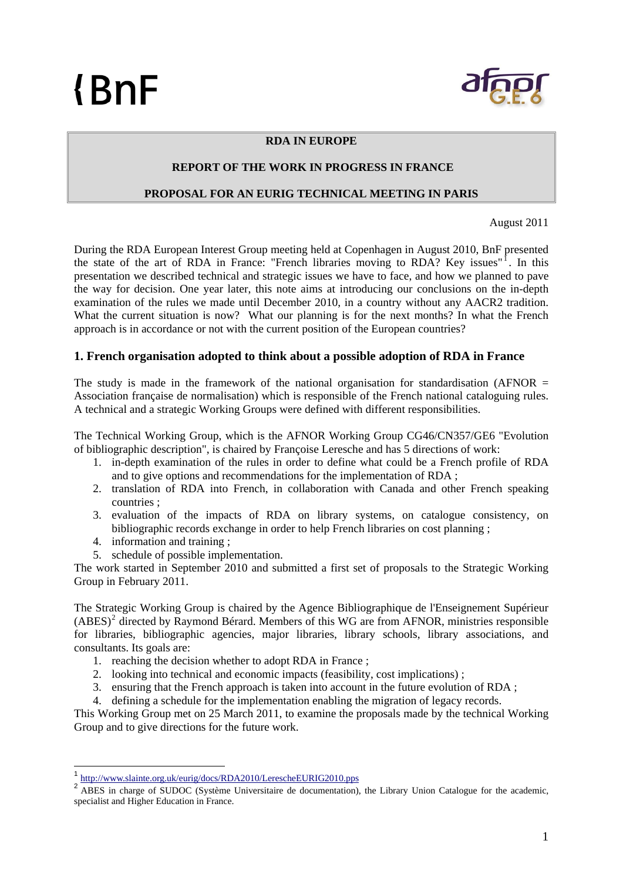{BnF

afnor G.E. 6

**RDA IN EUROPE**

**REPORT OF THE WORK IN PROGRESS IN FRANCE**

**PROPOSAL FOR AN EURIG TECHNICAL MEETING IN PARIS**

August 2011

During the RDA European Interest Group meeting held at Copenhagen in August 2010, BnF presented the state of the art of RDA in France: "French libraries moving to RDA? Key issues"[1]. In this presentation we described technical and strategic issues we have to face, and how we planned to pave the way for decision. One year later, this note aims at introducing our conclusions on the in-depth examination of the rules we made until December 2010, in a country without any AACR2 tradition. What the current situation is now? What our planning is for the next months? In what the French approach is in accordance or not with the current position of the European countries?

## 1. French organisation adopted to think about a possible adoption of RDA in France

The study is made in the framework of the national organisation for standardisation (AFNOR = Association française de normalisation) which is responsible of the French national cataloguing rules. A technical and a strategic Working Groups were defined with different responsibilities.

The Technical Working Group, which is the AFNOR Working Group CG46/CN357/GE6 "Evolution of bibliographic description", is chaired by Françoise Leresche and has 5 directions of work:

1. in-depth examination of the rules in order to define what could be a French profile of RDA and to give options and recommendations for the implementation of RDA ;
2. translation of RDA into French, in collaboration with Canada and other French speaking countries ;
3. evaluation of the impacts of RDA on library systems, on catalogue consistency, on bibliographic records exchange in order to help French libraries on cost planning ;
4. information and training ;
5. schedule of possible implementation.

The work started in September 2010 and submitted a first set of proposals to the Strategic Working Group in February 2011.

The Strategic Working Group is chaired by the Agence Bibliographique de l'Enseignement Supérieur (ABES)[2] directed by Raymond Bérard. Members of this WG are from AFNOR, ministries responsible for libraries, bibliographic agencies, major libraries, library schools, library associations, and consultants. Its goals are:

1. reaching the decision whether to adopt RDA in France ;
2. looking into technical and economic impacts (feasibility, cost implications) ;
3. ensuring that the French approach is taken into account in the future evolution of RDA ;
4. defining a schedule for the implementation enabling the migration of legacy records.

This Working Group met on 25 March 2011, to examine the proposals made by the technical Working Group and to give directions for the future work.

---

[1] http://www.slainte.org.uk/eurig/docs/RDA2010/LerescheEURIG2010.pps

[2] ABES in charge of SUDOC (Système Universitaire de documentation), the Library Union Catalogue for the academic, specialist and Higher Education in France.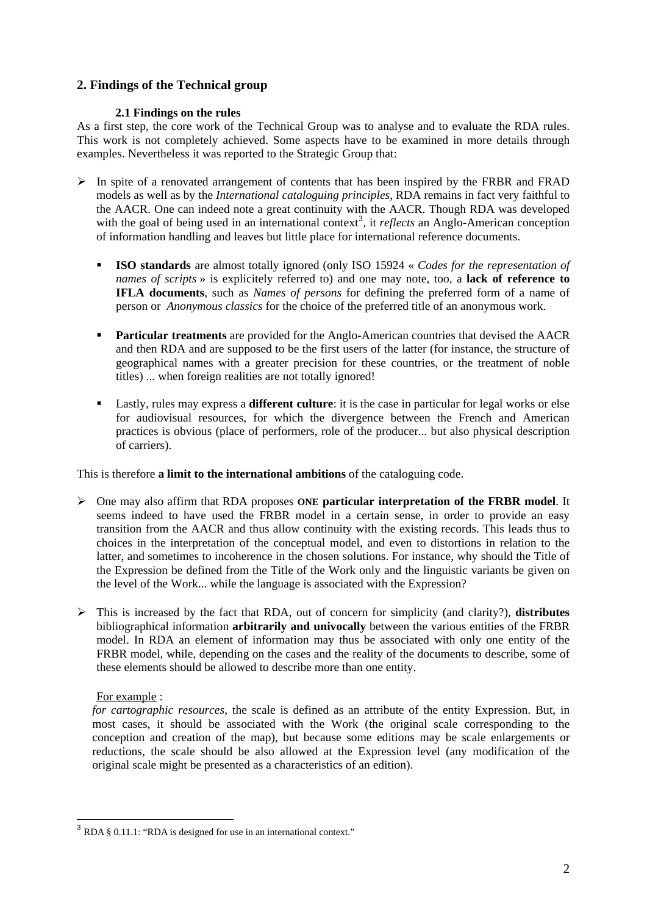## 2. Findings of the Technical group

### 2.1 Findings on the rules

As a first step, the core work of the Technical Group was to analyse and to evaluate the RDA rules. This work is not completely achieved. Some aspects have to be examined in more details through examples. Nevertheless it was reported to the Strategic Group that:

- In spite of a renovated arrangement of contents that has been inspired by the FRBR and FRAD models as well as by the *International cataloguing principles*, RDA remains in fact very faithful to the AACR. One can indeed note a great continuity with the AACR. Though RDA was developed with the goal of being used in an international context[3], it *reflects* an Anglo-American conception of information handling and leaves but little place for international reference documents.

    - **ISO standards** are almost totally ignored (only ISO 15924 « *Codes for the representation of names of scripts* » is explicitely referred to) and one may note, too, a **lack of reference to IFLA documents**, such as *Names of persons* for defining the preferred form of a name of person or *Anonymous classics* for the choice of the preferred title of an anonymous work.

    - **Particular treatments** are provided for the Anglo-American countries that devised the AACR and then RDA and are supposed to be the first users of the latter (for instance, the structure of geographical names with a greater precision for these countries, or the treatment of noble titles) ... when foreign realities are not totally ignored!

    - Lastly, rules may express a **different culture**: it is the case in particular for legal works or else for audiovisual resources, for which the divergence between the French and American practices is obvious (place of performers, role of the producer... but also physical description of carriers).

This is therefore **a limit to the international ambitions** of the cataloguing code.

- One may also affirm that RDA proposes **ONE particular interpretation of the FRBR model**. It seems indeed to have used the FRBR model in a certain sense, in order to provide an easy transition from the AACR and thus allow continuity with the existing records. This leads thus to choices in the interpretation of the conceptual model, and even to distortions in relation to the latter, and sometimes to incoherence in the chosen solutions. For instance, why should the Title of the Expression be defined from the Title of the Work only and the linguistic variants be given on the level of the Work... while the language is associated with the Expression?

- This is increased by the fact that RDA, out of concern for simplicity (and clarity?), **distributes** bibliographical information **arbitrarily and univocally** between the various entities of the FRBR model. In RDA an element of information may thus be associated with only one entity of the FRBR model, while, depending on the cases and the reality of the documents to describe, some of these elements should be allowed to describe more than one entity.

  For example :
  *for cartographic resources,* the scale is defined as an attribute of the entity Expression. But, in most cases, it should be associated with the Work (the original scale corresponding to the conception and creation of the map), but because some editions may be scale enlargements or reductions, the scale should be also allowed at the Expression level (any modification of the original scale might be presented as a characteristics of an edition).

[3] RDA § 0.11.1: "RDA is designed for use in an international context."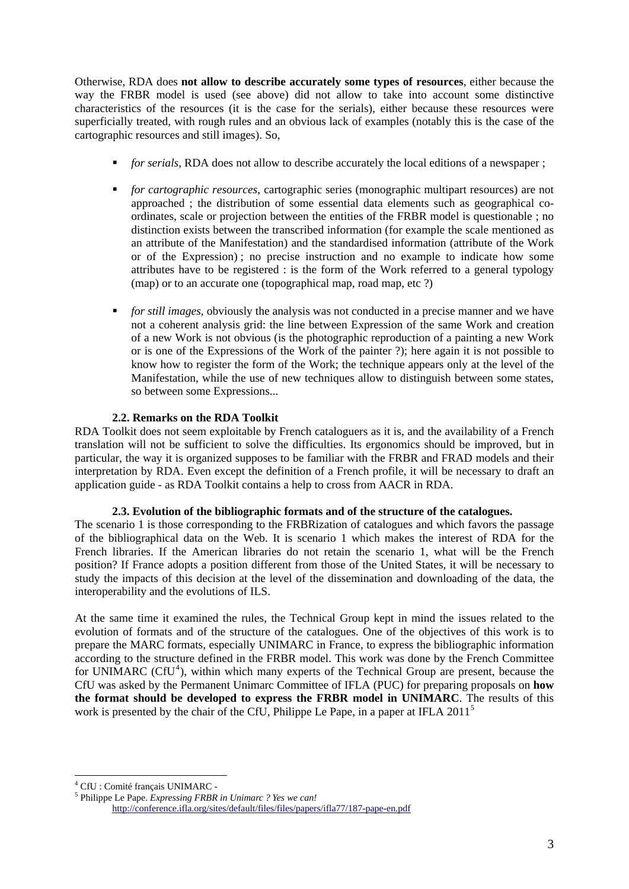Otherwise, RDA does **not allow to describe accurately some types of resources**, either because the way the FRBR model is used (see above) did not allow to take into account some distinctive characteristics of the resources (it is the case for the serials), either because these resources were superficially treated, with rough rules and an obvious lack of examples (notably this is the case of the cartographic resources and still images). So,

- *for serials*, RDA does not allow to describe accurately the local editions of a newspaper ;
- *for cartographic resources*, cartographic series (monographic multipart resources) are not approached ; the distribution of some essential data elements such as geographical co-ordinates, scale or projection between the entities of the FRBR model is questionable ; no distinction exists between the transcribed information (for example the scale mentioned as an attribute of the Manifestation) and the standardised information (attribute of the Work or of the Expression) ; no precise instruction and no example to indicate how some attributes have to be registered : is the form of the Work referred to a general typology (map) or to an accurate one (topographical map, road map, etc ?)
- *for still images*, obviously the analysis was not conducted in a precise manner and we have not a coherent analysis grid: the line between Expression of the same Work and creation of a new Work is not obvious (is the photographic reproduction of a painting a new Work or is one of the Expressions of the Work of the painter ?); here again it is not possible to know how to register the form of the Work; the technique appears only at the level of the Manifestation, while the use of new techniques allow to distinguish between some states, so between some Expressions...

### 2.2. Remarks on the RDA Toolkit

RDA Toolkit does not seem exploitable by French cataloguers as it is, and the availability of a French translation will not be sufficient to solve the difficulties. Its ergonomics should be improved, but in particular, the way it is organized supposes to be familiar with the FRBR and FRAD models and their interpretation by RDA. Even except the definition of a French profile, it will be necessary to draft an application guide - as RDA Toolkit contains a help to cross from AACR in RDA.

### 2.3. Evolution of the bibliographic formats and of the structure of the catalogues.

The scenario 1 is those corresponding to the FRBRization of catalogues and which favors the passage of the bibliographical data on the Web. It is scenario 1 which makes the interest of RDA for the French libraries. If the American libraries do not retain the scenario 1, what will be the French position? If France adopts a position different from those of the United States, it will be necessary to study the impacts of this decision at the level of the dissemination and downloading of the data, the interoperability and the evolutions of ILS.

At the same time it examined the rules, the Technical Group kept in mind the issues related to the evolution of formats and of the structure of the catalogues. One of the objectives of this work is to prepare the MARC formats, especially UNIMARC in France, to express the bibliographic information according to the structure defined in the FRBR model. This work was done by the French Committee for UNIMARC (CfU[4]), within which many experts of the Technical Group are present, because the CfU was asked by the Permanent Unimarc Committee of IFLA (PUC) for preparing proposals on **how the format should be developed to express the FRBR model in UNIMARC**. The results of this work is presented by the chair of the CfU, Philippe Le Pape, in a paper at IFLA 2011[5]

---

[4] CfU : Comité français UNIMARC -

[5] Philippe Le Pape. *Expressing FRBR in Unimarc ? Yes we can!* http://conference.ifla.org/sites/default/files/files/papers/ifla77/187-pape-en.pdf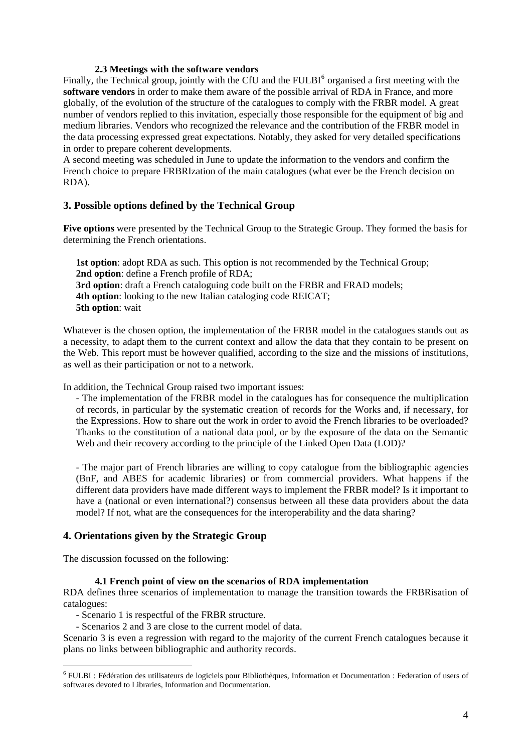### 2.3 Meetings with the software vendors

Finally, the Technical group, jointly with the CfU and the FULBI[6] organised a first meeting with the **software vendors** in order to make them aware of the possible arrival of RDA in France, and more globally, of the evolution of the structure of the catalogues to comply with the FRBR model. A great number of vendors replied to this invitation, especially those responsible for the equipment of big and medium libraries. Vendors who recognized the relevance and the contribution of the FRBR model in the data processing expressed great expectations. Notably, they asked for very detailed specifications in order to prepare coherent developments.

A second meeting was scheduled in June to update the information to the vendors and confirm the French choice to prepare FRBRIzation of the main catalogues (what ever be the French decision on RDA).

## 3. Possible options defined by the Technical Group

**Five options** were presented by the Technical Group to the Strategic Group. They formed the basis for determining the French orientations.

**1st option**: adopt RDA as such. This option is not recommended by the Technical Group;
**2nd option**: define a French profile of RDA;
**3rd option**: draft a French cataloguing code built on the FRBR and FRAD models;
**4th option**: looking to the new Italian cataloging code REICAT;
**5th option**: wait

Whatever is the chosen option, the implementation of the FRBR model in the catalogues stands out as a necessity, to adapt them to the current context and allow the data that they contain to be present on the Web. This report must be however qualified, according to the size and the missions of institutions, as well as their participation or not to a network.

In addition, the Technical Group raised two important issues:

- The implementation of the FRBR model in the catalogues has for consequence the multiplication of records, in particular by the systematic creation of records for the Works and, if necessary, for the Expressions. How to share out the work in order to avoid the French libraries to be overloaded? Thanks to the constitution of a national data pool, or by the exposure of the data on the Semantic Web and their recovery according to the principle of the Linked Open Data (LOD)?

- The major part of French libraries are willing to copy catalogue from the bibliographic agencies (BnF, and ABES for academic libraries) or from commercial providers. What happens if the different data providers have made different ways to implement the FRBR model? Is it important to have a (national or even international?) consensus between all these data providers about the data model? If not, what are the consequences for the interoperability and the data sharing?

## 4. Orientations given by the Strategic Group

The discussion focussed on the following:

### 4.1 French point of view on the scenarios of RDA implementation

RDA defines three scenarios of implementation to manage the transition towards the FRBRisation of catalogues:

- Scenario 1 is respectful of the FRBR structure.
- Scenarios 2 and 3 are close to the current model of data.

Scenario 3 is even a regression with regard to the majority of the current French catalogues because it plans no links between bibliographic and authority records.

[6] FULBI : Fédération des utilisateurs de logiciels pour Bibliothèques, Information et Documentation : Federation of users of softwares devoted to Libraries, Information and Documentation.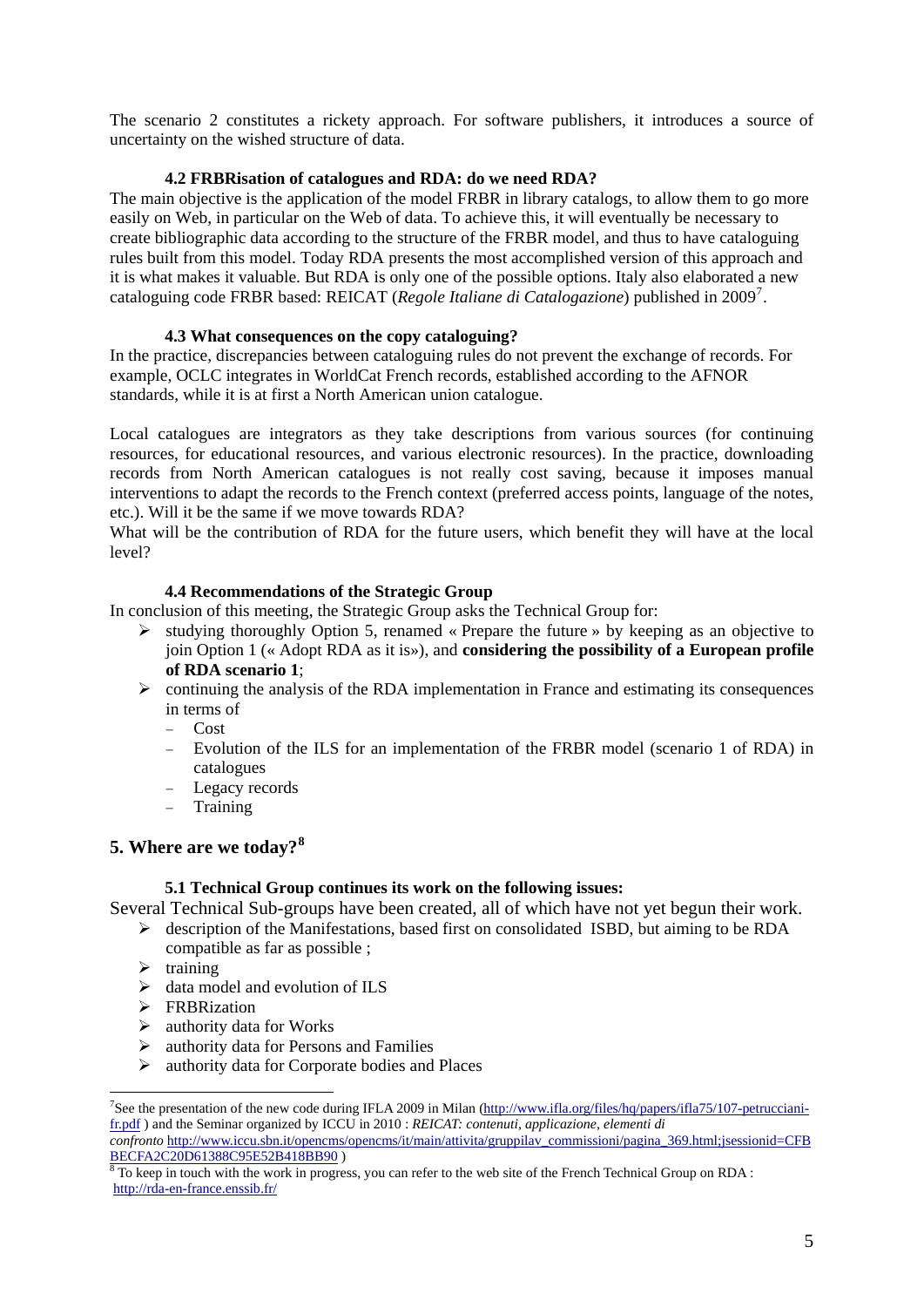The scenario 2 constitutes a rickety approach. For software publishers, it introduces a source of uncertainty on the wished structure of data.

#### 4.2 FRBRisation of catalogues and RDA: do we need RDA?

The main objective is the application of the model FRBR in library catalogs, to allow them to go more easily on Web, in particular on the Web of data. To achieve this, it will eventually be necessary to create bibliographic data according to the structure of the FRBR model, and thus to have cataloguing rules built from this model. Today RDA presents the most accomplished version of this approach and it is what makes it valuable. But RDA is only one of the possible options. Italy also elaborated a new cataloguing code FRBR based: REICAT (*Regole Italiane di Catalogazione*) published in 2009[7].

#### 4.3 What consequences on the copy cataloguing?

In the practice, discrepancies between cataloguing rules do not prevent the exchange of records. For example, OCLC integrates in WorldCat French records, established according to the AFNOR standards, while it is at first a North American union catalogue.

Local catalogues are integrators as they take descriptions from various sources (for continuing resources, for educational resources, and various electronic resources). In the practice, downloading records from North American catalogues is not really cost saving, because it imposes manual interventions to adapt the records to the French context (preferred access points, language of the notes, etc.). Will it be the same if we move towards RDA?

What will be the contribution of RDA for the future users, which benefit they will have at the local level?

#### 4.4 Recommendations of the Strategic Group

In conclusion of this meeting, the Strategic Group asks the Technical Group for:

- studying thoroughly Option 5, renamed « Prepare the future » by keeping as an objective to join Option 1 (« Adopt RDA as it is»), and **considering the possibility of a European profile of RDA scenario 1**;
- continuing the analysis of the RDA implementation in France and estimating its consequences in terms of
  - Cost
  - Evolution of the ILS for an implementation of the FRBR model (scenario 1 of RDA) in catalogues
  - Legacy records
  - Training

## 5. Where are we today?[8]

#### 5.1 Technical Group continues its work on the following issues:

Several Technical Sub-groups have been created, all of which have not yet begun their work.

- description of the Manifestations, based first on consolidated ISBD, but aiming to be RDA compatible as far as possible ;
- training
- data model and evolution of ILS
- FRBRization
- authority data for Works
- authority data for Persons and Families
- authority data for Corporate bodies and Places

---

[7] See the presentation of the new code during IFLA 2009 in Milan (http://www.ifla.org/files/hq/papers/ifla75/107-petrucciani-fr.pdf ) and the Seminar organized by ICCU in 2010 : *REICAT: contenuti, applicazione, elementi di confronto* http://www.iccu.sbn.it/opencms/opencms/it/main/attivita/gruppilav_commissioni/pagina_369.html;jsessionid=CFBBECFA2C20D61388C95E52B418BB90 )

[8] To keep in touch with the work in progress, you can refer to the web site of the French Technical Group on RDA : http://rda-en-france.enssib.fr/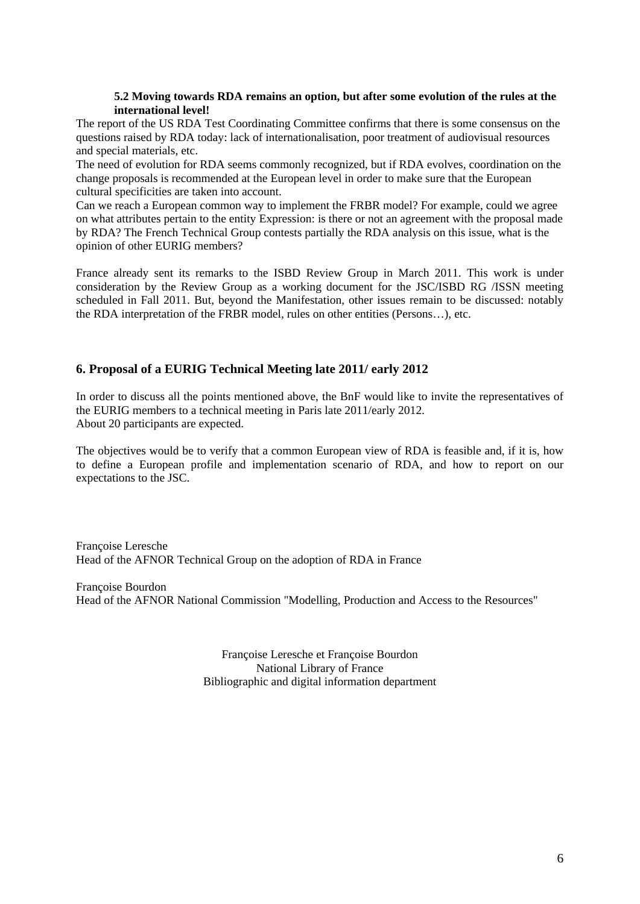### 5.2 Moving towards RDA remains an option, but after some evolution of the rules at the international level!

The report of the US RDA Test Coordinating Committee confirms that there is some consensus on the questions raised by RDA today: lack of internationalisation, poor treatment of audiovisual resources and special materials, etc.

The need of evolution for RDA seems commonly recognized, but if RDA evolves, coordination on the change proposals is recommended at the European level in order to make sure that the European cultural specificities are taken into account.

Can we reach a European common way to implement the FRBR model? For example, could we agree on what attributes pertain to the entity Expression: is there or not an agreement with the proposal made by RDA? The French Technical Group contests partially the RDA analysis on this issue, what is the opinion of other EURIG members?

France already sent its remarks to the ISBD Review Group in March 2011. This work is under consideration by the Review Group as a working document for the JSC/ISBD RG /ISSN meeting scheduled in Fall 2011. But, beyond the Manifestation, other issues remain to be discussed: notably the RDA interpretation of the FRBR model, rules on other entities (Persons…), etc.

## 6. Proposal of a EURIG Technical Meeting late 2011/ early 2012

In order to discuss all the points mentioned above, the BnF would like to invite the representatives of the EURIG members to a technical meeting in Paris late 2011/early 2012.
About 20 participants are expected.

The objectives would be to verify that a common European view of RDA is feasible and, if it is, how to define a European profile and implementation scenario of RDA, and how to report on our expectations to the JSC.

Françoise Leresche
Head of the AFNOR Technical Group on the adoption of RDA in France

Françoise Bourdon
Head of the AFNOR National Commission "Modelling, Production and Access to the Resources"

Françoise Leresche et Françoise Bourdon
National Library of France
Bibliographic and digital information department